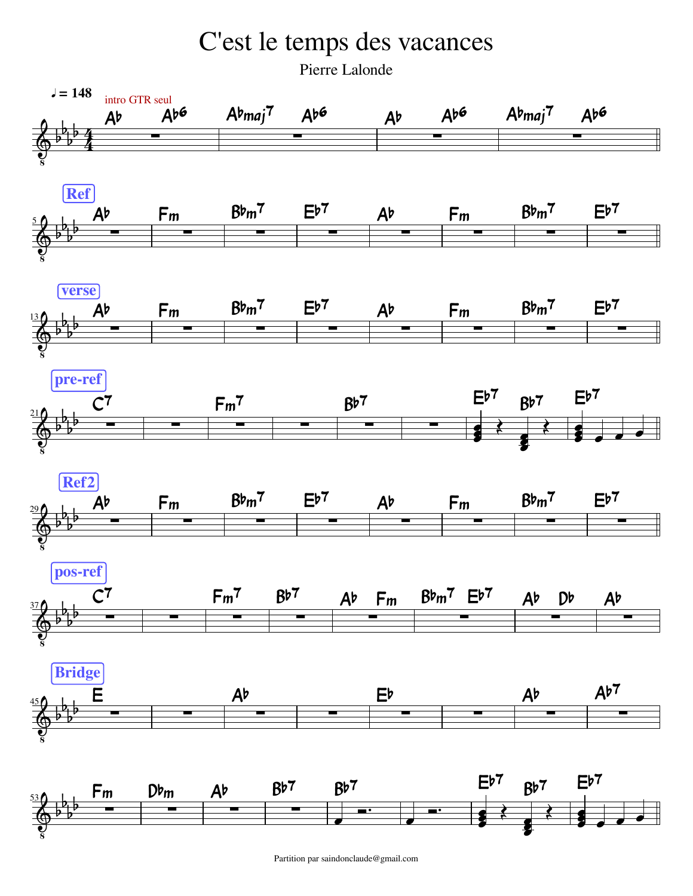# C'est le temps des vacances

Pierre Lalonde

♩ = 148

intro GTR seul

| Ab Ab6 | Abmaj7 Ab6 | Ab Ab6 | Abmaj7 Ab6 ||

**Ref**

| Ab | Fm | Bbm7 | Eb7 | Ab | Fm | Bbm7 | Eb7 ||

**verse**

| Ab | Fm | Bbm7 | Eb7 | Ab | Fm | Bbm7 | Eb7 ||

**pre-ref**

| C7 | | Fm7 | | Bb7 | | Eb7 Bb7 | Eb7 ||

**Ref2**

| Ab | Fm | Bbm7 | Eb7 | Ab | Fm | Bbm7 | Eb7 ||

**pos-ref**

| C7 | | Fm7 | Bb7 | Ab Fm | Bbm7 Eb7 | Ab Db | Ab |

**Bridge**

| E | | Ab | | Eb | | Ab | Ab7 |

| Fm | Dbm | Ab | Bb7 | Bb7 | | Eb7 Bb7 | Eb7 ||

Partition par saindonclaude@gmail.com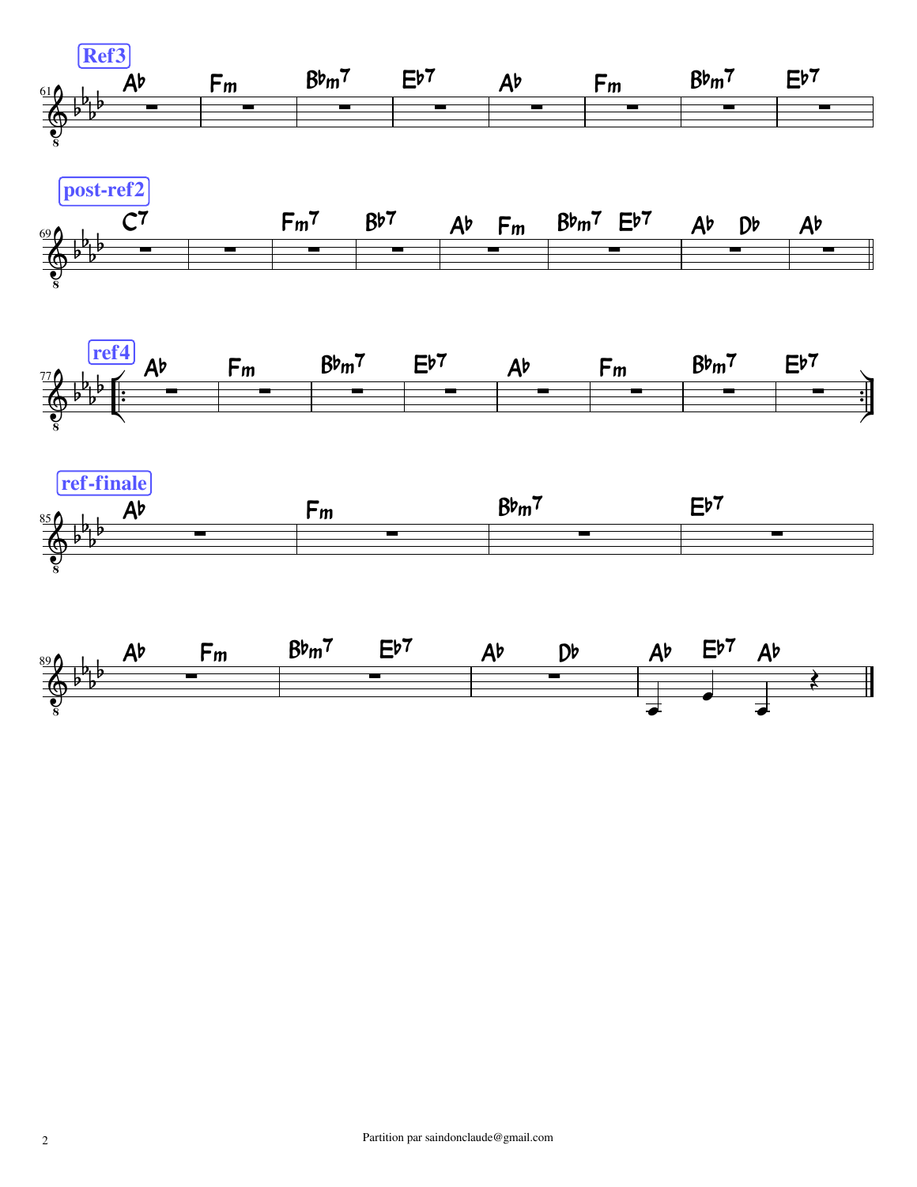**Ref3**

Ab | Fm | Bbm7 | Eb7 | Ab | Fm | Bbm7 | Eb7

**post-ref2**

C7 | | Fm7 | Bb7 | Ab Fm | Bbm7 Eb7 | Ab Db | Ab

**ref4**

Ab | Fm | Bbm7 | Eb7 | Ab | Fm | Bbm7 | Eb7

**ref-finale**

Ab | Fm | Bbm7 | Eb7

Ab Fm | Bbm7 Eb7 | Ab Db | Ab Eb7 Ab